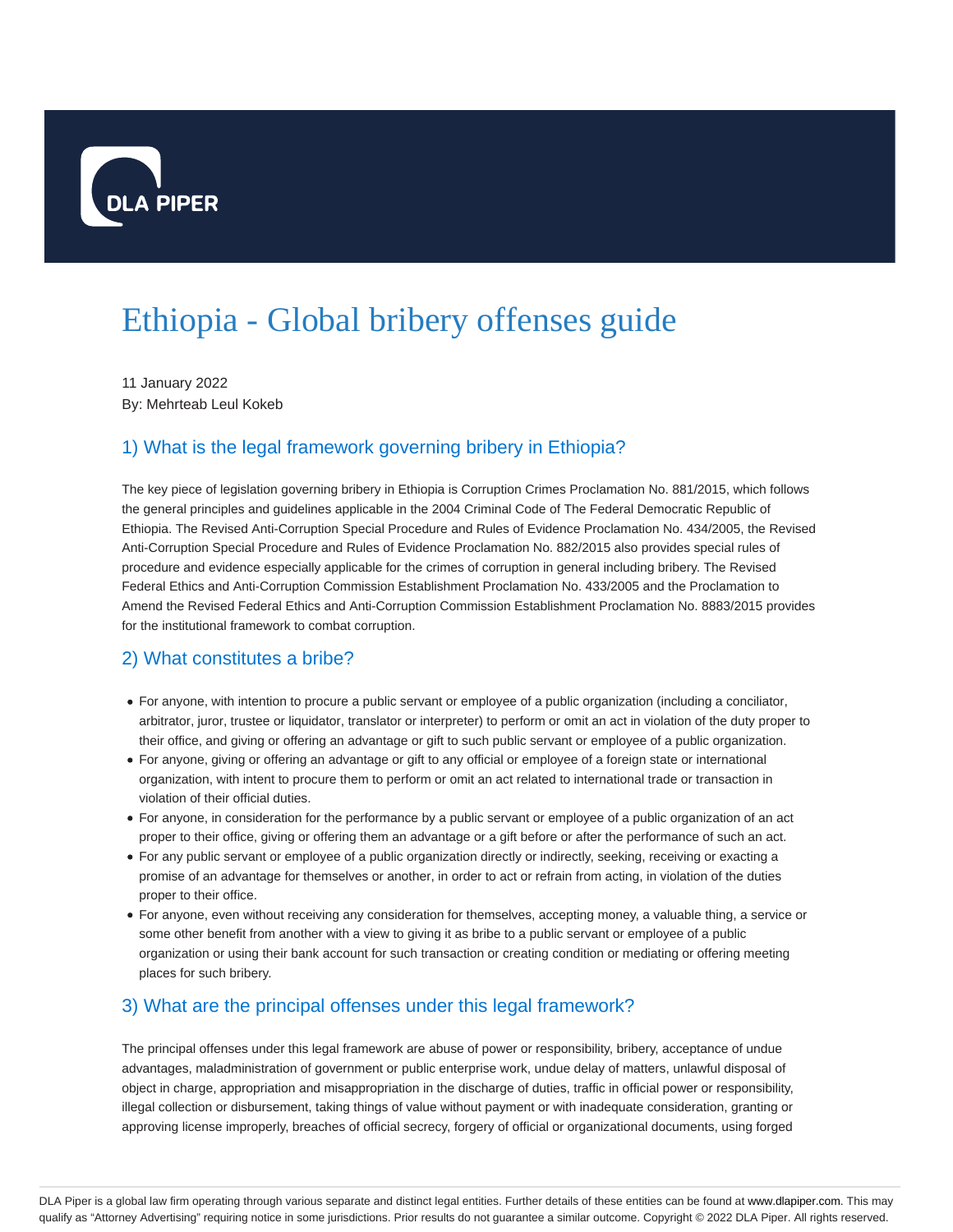# Ethiopia - Global bribery offenses guide

11 January 2022
By: Mehrteab Leul Kokeb

## 1) What is the legal framework governing bribery in Ethiopia?

The key piece of legislation governing bribery in Ethiopia is Corruption Crimes Proclamation No. 881/2015, which follows the general principles and guidelines applicable in the 2004 Criminal Code of The Federal Democratic Republic of Ethiopia. The Revised Anti-Corruption Special Procedure and Rules of Evidence Proclamation No. 434/2005, the Revised Anti-Corruption Special Procedure and Rules of Evidence Proclamation No. 882/2015 also provides special rules of procedure and evidence especially applicable for the crimes of corruption in general including bribery. The Revised Federal Ethics and Anti-Corruption Commission Establishment Proclamation No. 433/2005 and the Proclamation to Amend the Revised Federal Ethics and Anti-Corruption Commission Establishment Proclamation No. 8883/2015 provides for the institutional framework to combat corruption.

## 2) What constitutes a bribe?

- For anyone, with intention to procure a public servant or employee of a public organization (including a conciliator, arbitrator, juror, trustee or liquidator, translator or interpreter) to perform or omit an act in violation of the duty proper to their office, and giving or offering an advantage or gift to such public servant or employee of a public organization.
- For anyone, giving or offering an advantage or gift to any official or employee of a foreign state or international organization, with intent to procure them to perform or omit an act related to international trade or transaction in violation of their official duties.
- For anyone, in consideration for the performance by a public servant or employee of a public organization of an act proper to their office, giving or offering them an advantage or a gift before or after the performance of such an act.
- For any public servant or employee of a public organization directly or indirectly, seeking, receiving or exacting a promise of an advantage for themselves or another, in order to act or refrain from acting, in violation of the duties proper to their office.
- For anyone, even without receiving any consideration for themselves, accepting money, a valuable thing, a service or some other benefit from another with a view to giving it as bribe to a public servant or employee of a public organization or using their bank account for such transaction or creating condition or mediating or offering meeting places for such bribery.

## 3) What are the principal offenses under this legal framework?

The principal offenses under this legal framework are abuse of power or responsibility, bribery, acceptance of undue advantages, maladministration of government or public enterprise work, undue delay of matters, unlawful disposal of object in charge, appropriation and misappropriation in the discharge of duties, traffic in official power or responsibility, illegal collection or disbursement, taking things of value without payment or with inadequate consideration, granting or approving license improperly, breaches of official secrecy, forgery of official or organizational documents, using forged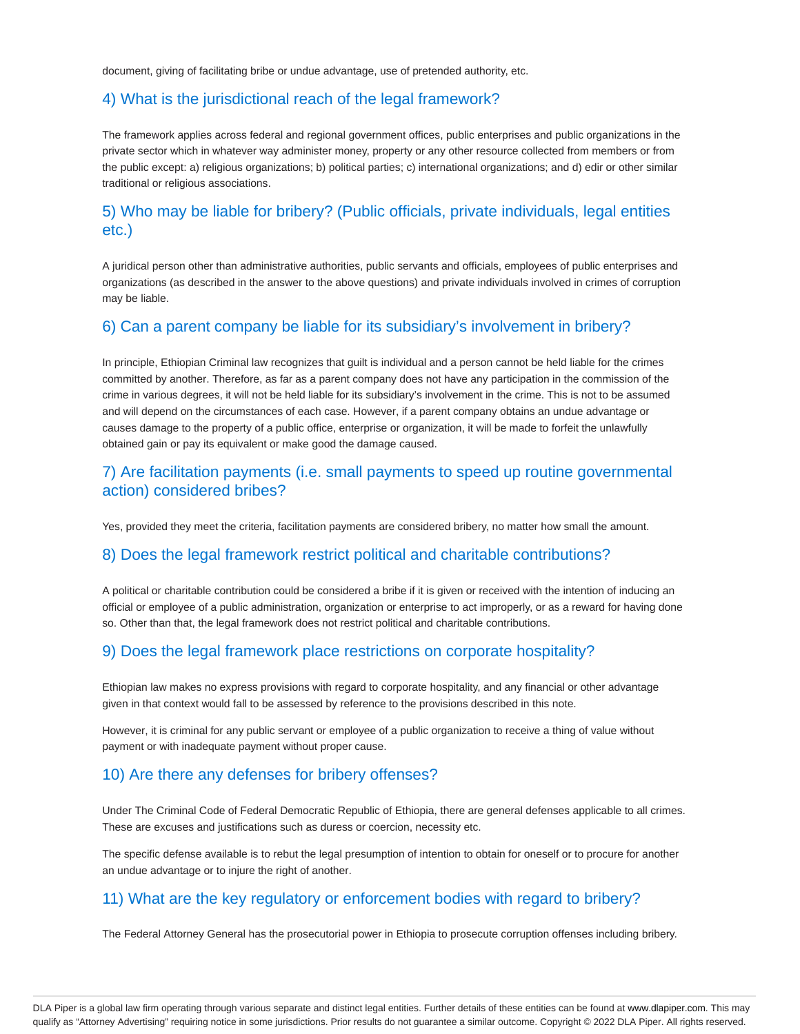document, giving of facilitating bribe or undue advantage, use of pretended authority, etc.

## 4) What is the jurisdictional reach of the legal framework?

The framework applies across federal and regional government offices, public enterprises and public organizations in the private sector which in whatever way administer money, property or any other resource collected from members or from the public except: a) religious organizations; b) political parties; c) international organizations; and d) edir or other similar traditional or religious associations.

## 5) Who may be liable for bribery? (Public officials, private individuals, legal entities etc.)

A juridical person other than administrative authorities, public servants and officials, employees of public enterprises and organizations (as described in the answer to the above questions) and private individuals involved in crimes of corruption may be liable.

## 6) Can a parent company be liable for its subsidiary's involvement in bribery?

In principle, Ethiopian Criminal law recognizes that guilt is individual and a person cannot be held liable for the crimes committed by another. Therefore, as far as a parent company does not have any participation in the commission of the crime in various degrees, it will not be held liable for its subsidiary's involvement in the crime. This is not to be assumed and will depend on the circumstances of each case. However, if a parent company obtains an undue advantage or causes damage to the property of a public office, enterprise or organization, it will be made to forfeit the unlawfully obtained gain or pay its equivalent or make good the damage caused.

## 7) Are facilitation payments (i.e. small payments to speed up routine governmental action) considered bribes?

Yes, provided they meet the criteria, facilitation payments are considered bribery, no matter how small the amount.

## 8) Does the legal framework restrict political and charitable contributions?

A political or charitable contribution could be considered a bribe if it is given or received with the intention of inducing an official or employee of a public administration, organization or enterprise to act improperly, or as a reward for having done so. Other than that, the legal framework does not restrict political and charitable contributions.

## 9) Does the legal framework place restrictions on corporate hospitality?

Ethiopian law makes no express provisions with regard to corporate hospitality, and any financial or other advantage given in that context would fall to be assessed by reference to the provisions described in this note.

However, it is criminal for any public servant or employee of a public organization to receive a thing of value without payment or with inadequate payment without proper cause.

## 10) Are there any defenses for bribery offenses?

Under The Criminal Code of Federal Democratic Republic of Ethiopia, there are general defenses applicable to all crimes. These are excuses and justifications such as duress or coercion, necessity etc.

The specific defense available is to rebut the legal presumption of intention to obtain for oneself or to procure for another an undue advantage or to injure the right of another.

## 11) What are the key regulatory or enforcement bodies with regard to bribery?

The Federal Attorney General has the prosecutorial power in Ethiopia to prosecute corruption offenses including bribery.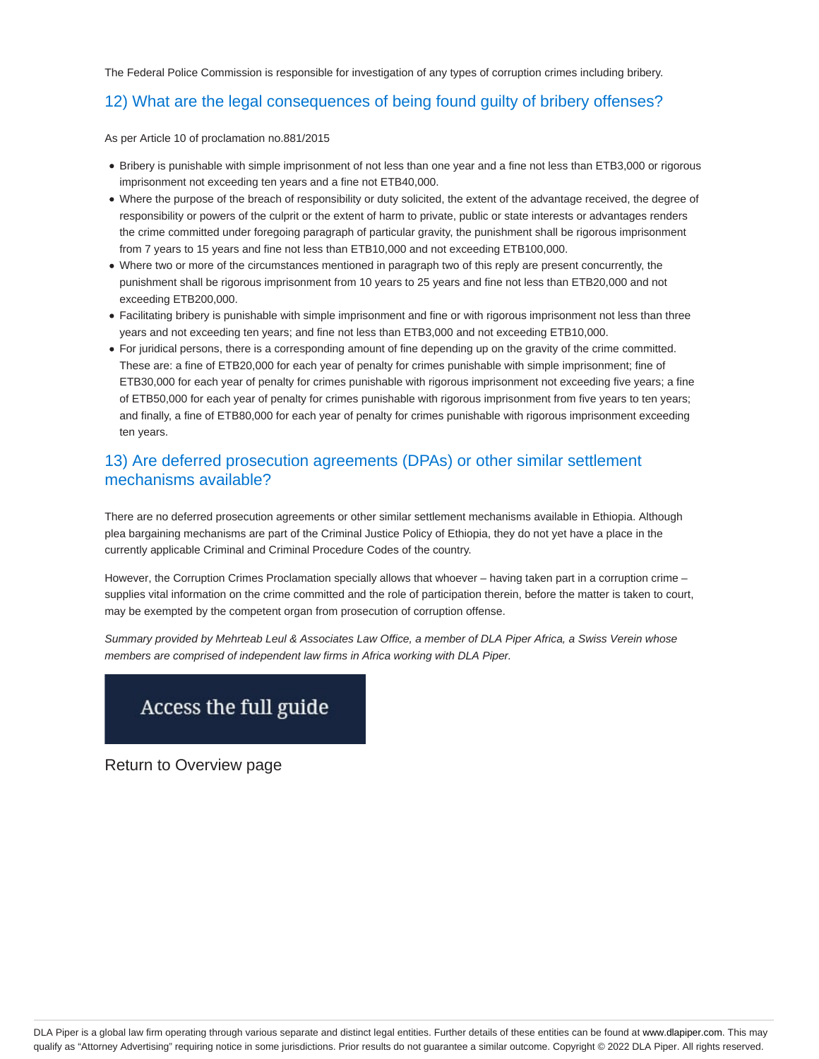The Federal Police Commission is responsible for investigation of any types of corruption crimes including bribery.

## 12) What are the legal consequences of being found guilty of bribery offenses?

As per Article 10 of proclamation no.881/2015

- Bribery is punishable with simple imprisonment of not less than one year and a fine not less than ETB3,000 or rigorous imprisonment not exceeding ten years and a fine not ETB40,000.
- Where the purpose of the breach of responsibility or duty solicited, the extent of the advantage received, the degree of responsibility or powers of the culprit or the extent of harm to private, public or state interests or advantages renders the crime committed under foregoing paragraph of particular gravity, the punishment shall be rigorous imprisonment from 7 years to 15 years and fine not less than ETB10,000 and not exceeding ETB100,000.
- Where two or more of the circumstances mentioned in paragraph two of this reply are present concurrently, the punishment shall be rigorous imprisonment from 10 years to 25 years and fine not less than ETB20,000 and not exceeding ETB200,000.
- Facilitating bribery is punishable with simple imprisonment and fine or with rigorous imprisonment not less than three years and not exceeding ten years; and fine not less than ETB3,000 and not exceeding ETB10,000.
- For juridical persons, there is a corresponding amount of fine depending up on the gravity of the crime committed. These are: a fine of ETB20,000 for each year of penalty for crimes punishable with simple imprisonment; fine of ETB30,000 for each year of penalty for crimes punishable with rigorous imprisonment not exceeding five years; a fine of ETB50,000 for each year of penalty for crimes punishable with rigorous imprisonment from five years to ten years; and finally, a fine of ETB80,000 for each year of penalty for crimes punishable with rigorous imprisonment exceeding ten years.

## 13) Are deferred prosecution agreements (DPAs) or other similar settlement mechanisms available?

There are no deferred prosecution agreements or other similar settlement mechanisms available in Ethiopia. Although plea bargaining mechanisms are part of the Criminal Justice Policy of Ethiopia, they do not yet have a place in the currently applicable Criminal and Criminal Procedure Codes of the country.

However, the Corruption Crimes Proclamation specially allows that whoever – having taken part in a corruption crime – supplies vital information on the crime committed and the role of participation therein, before the matter is taken to court, may be exempted by the competent organ from prosecution of corruption offense.

*Summary provided by Mehrteab Leul & Associates Law Office, a member of DLA Piper Africa, a Swiss Verein whose members are comprised of independent law firms in Africa working with DLA Piper.*

Access the full guide

Return to Overview page

DLA Piper is a global law firm operating through various separate and distinct legal entities. Further details of these entities can be found at www.dlapiper.com. This may qualify as "Attorney Advertising" requiring notice in some jurisdictions. Prior results do not guarantee a similar outcome. Copyright © 2022 DLA Piper. All rights reserved.